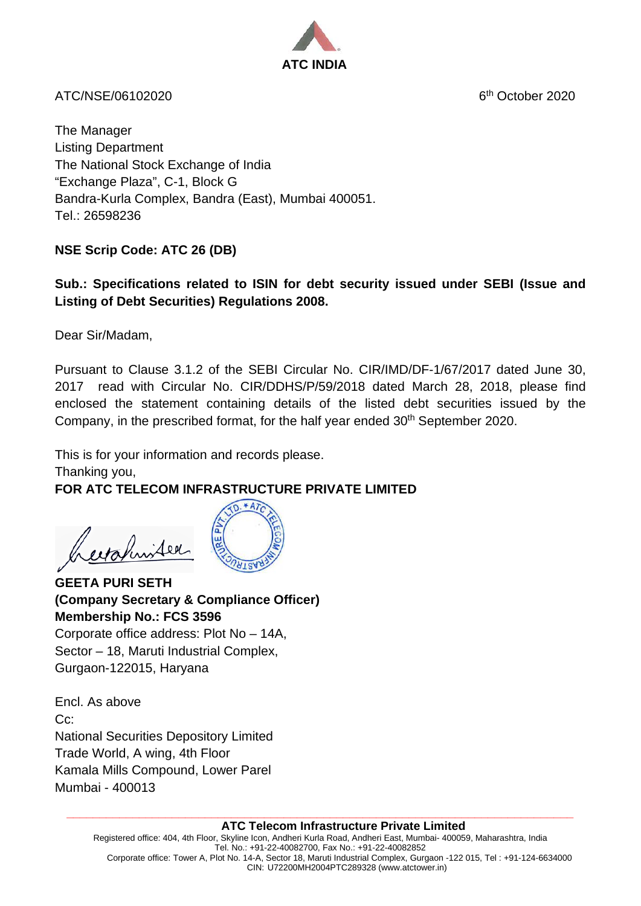**ATC INDIA**

ATC/NSE/06102020

6th October 2020

The Manager
Listing Department
The National Stock Exchange of India
"Exchange Plaza", C-1, Block G
Bandra-Kurla Complex, Bandra (East), Mumbai 400051.
Tel.: 26598236

**NSE Scrip Code: ATC 26 (DB)**

**Sub.: Specifications related to ISIN for debt security issued under SEBI (Issue and Listing of Debt Securities) Regulations 2008.**

Dear Sir/Madam,

Pursuant to Clause 3.1.2 of the SEBI Circular No. CIR/IMD/DF-1/67/2017 dated June 30, 2017 read with Circular No. CIR/DDHS/P/59/2018 dated March 28, 2018, please find enclosed the statement containing details of the listed debt securities issued by the Company, in the prescribed format, for the half year ended 30th September 2020.

This is for your information and records please.
Thanking you,
**FOR ATC TELECOM INFRASTRUCTURE PRIVATE LIMITED**

**GEETA PURI SETH**
**(Company Secretary & Compliance Officer)**
**Membership No.: FCS 3596**
Corporate office address: Plot No – 14A,
Sector – 18, Maruti Industrial Complex,
Gurgaon-122015, Haryana

Encl. As above
Cc:
National Securities Depository Limited
Trade World, A wing, 4th Floor
Kamala Mills Compound, Lower Parel
Mumbai - 400013

**ATC Telecom Infrastructure Private Limited**
Registered office: 404, 4th Floor, Skyline Icon, Andheri Kurla Road, Andheri East, Mumbai- 400059, Maharashtra, India
Tel. No.: +91-22-40082700, Fax No.: +91-22-40082852
Corporate office: Tower A, Plot No. 14-A, Sector 18, Maruti Industrial Complex, Gurgaon -122 015, Tel : +91-124-6634000
CIN: U72200MH2004PTC289328 (www.atctower.in)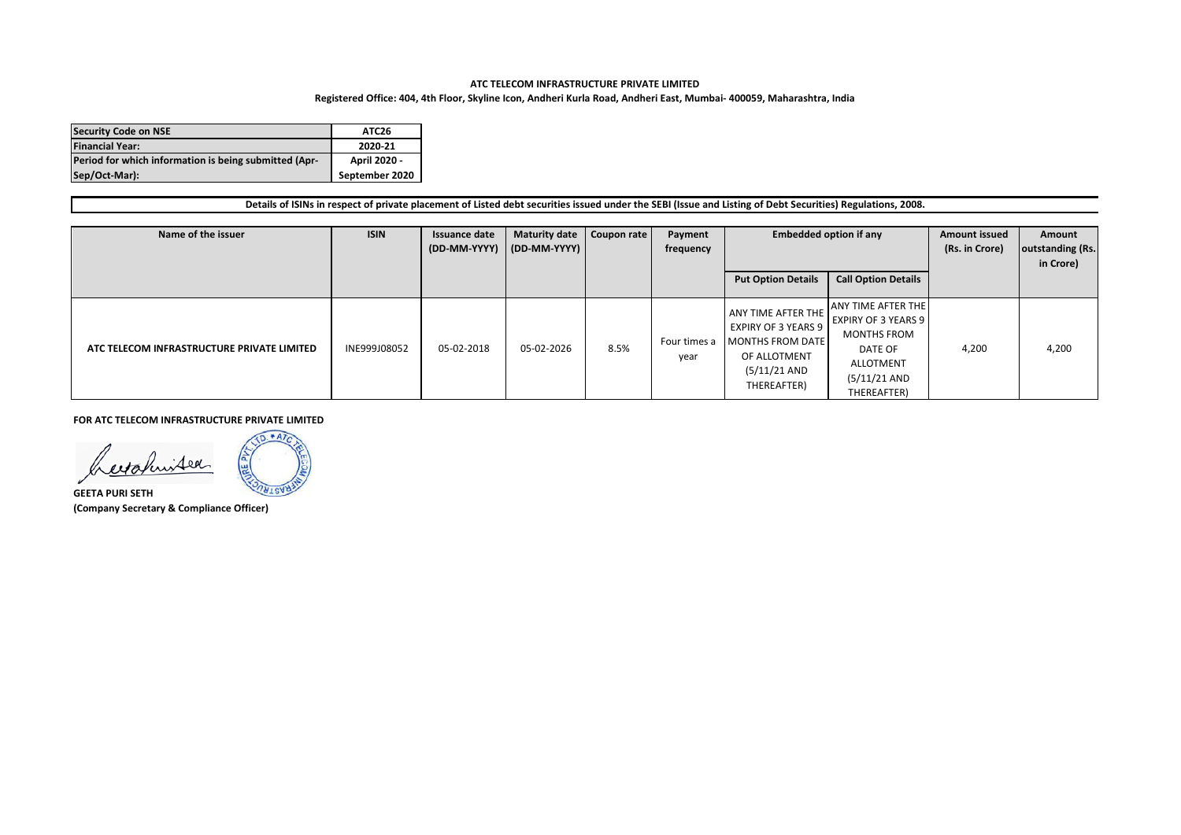**ATC TELECOM INFRASTRUCTURE PRIVATE LIMITED**

**Registered Office: 404, 4th Floor, Skyline Icon, Andheri Kurla Road, Andheri East, Mumbai- 400059, Maharashtra, India**

| | |
|---|---|
| **Security Code on NSE** | **ATC26** |
| **Financial Year:** | **2020-21** |
| **Period for which information is being submitted (Apr-Sep/Oct-Mar):** | **April 2020 - September 2020** |

**Details of ISINs in respect of private placement of Listed debt securities issued under the SEBI (Issue and Listing of Debt Securities) Regulations, 2008.**

| Name of the issuer | ISIN | Issuance date (DD-MM-YYYY) | Maturity date (DD-MM-YYYY) | Coupon rate | Payment frequency | Embedded option if any | | Amount issued (Rs. in Crore) | Amount outstanding (Rs. in Crore) |
|---|---|---|---|---|---|---|---|---|---|
| | | | | | | Put Option Details | Call Option Details | | |
| ATC TELECOM INFRASTRUCTURE PRIVATE LIMITED | INE999J08052 | 05-02-2018 | 05-02-2026 | 8.5% | Four times a year | ANY TIME AFTER THE EXPIRY OF 3 YEARS 9 MONTHS FROM DATE OF ALLOTMENT (5/11/21 AND THEREAFTER) | ANY TIME AFTER THE EXPIRY OF 3 YEARS 9 MONTHS FROM DATE OF ALLOTMENT (5/11/21 AND THEREAFTER) | 4,200 | 4,200 |

**FOR ATC TELECOM INFRASTRUCTURE PRIVATE LIMITED**

**GEETA PURI SETH**
**(Company Secretary & Compliance Officer)**